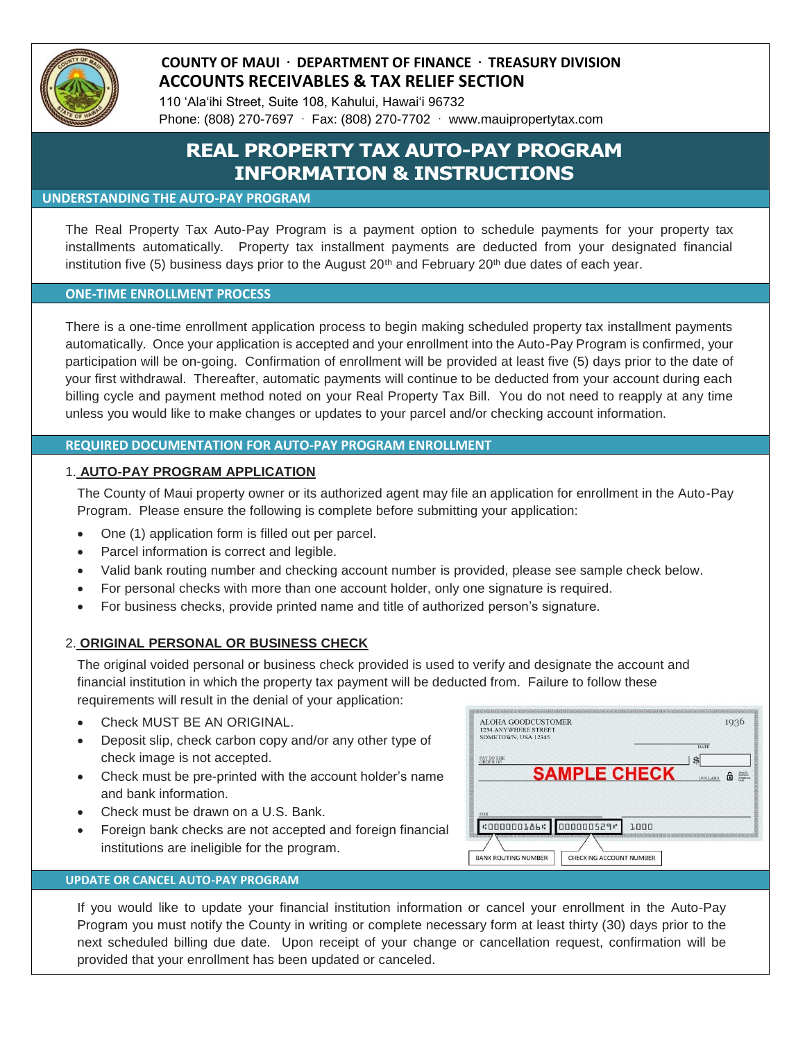**COUNTY OF MAUI · DEPARTMENT OF FINANCE · TREASURY DIVISION**

**ACCOUNTS RECEIVABLES & TAX RELIEF SECTION**

110 ʻAlaʻihi Street, Suite 108, Kahului, Hawaiʻi 96732

Phone: (808) 270-7697 · Fax: (808) 270-7702 · www.mauipropertytax.com

# REAL PROPERTY TAX AUTO-PAY PROGRAM INFORMATION & INSTRUCTIONS

## UNDERSTANDING THE AUTO-PAY PROGRAM

The Real Property Tax Auto-Pay Program is a payment option to schedule payments for your property tax installments automatically. Property tax installment payments are deducted from your designated financial institution five (5) business days prior to the August 20th and February 20th due dates of each year.

## ONE-TIME ENROLLMENT PROCESS

There is a one-time enrollment application process to begin making scheduled property tax installment payments automatically. Once your application is accepted and your enrollment into the Auto-Pay Program is confirmed, your participation will be on-going. Confirmation of enrollment will be provided at least five (5) days prior to the date of your first withdrawal. Thereafter, automatic payments will continue to be deducted from your account during each billing cycle and payment method noted on your Real Property Tax Bill. You do not need to reapply at any time unless you would like to make changes or updates to your parcel and/or checking account information.

## REQUIRED DOCUMENTATION FOR AUTO-PAY PROGRAM ENROLLMENT

1. **AUTO-PAY PROGRAM APPLICATION**

The County of Maui property owner or its authorized agent may file an application for enrollment in the Auto-Pay Program. Please ensure the following is complete before submitting your application:

- One (1) application form is filled out per parcel.
- Parcel information is correct and legible.
- Valid bank routing number and checking account number is provided, please see sample check below.
- For personal checks with more than one account holder, only one signature is required.
- For business checks, provide printed name and title of authorized person's signature.

2. **ORIGINAL PERSONAL OR BUSINESS CHECK**

The original voided personal or business check provided is used to verify and designate the account and financial institution in which the property tax payment will be deducted from. Failure to follow these requirements will result in the denial of your application:

- Check MUST BE AN ORIGINAL.
- Deposit slip, check carbon copy and/or any other type of check image is not accepted.
- Check must be pre-printed with the account holder's name and bank information.
- Check must be drawn on a U.S. Bank.
- Foreign bank checks are not accepted and foreign financial institutions are ineligible for the program.

ALOHA GOODCUSTOMER
1234 ANYWHERE STREET
SOMETOWN, USA 12345
1936

SAMPLE CHECK

⑆000000186⑆ 000000529⑈ 1000

BANK ROUTING NUMBER | CHECKING ACCOUNT NUMBER

## UPDATE OR CANCEL AUTO-PAY PROGRAM

If you would like to update your financial institution information or cancel your enrollment in the Auto-Pay Program you must notify the County in writing or complete necessary form at least thirty (30) days prior to the next scheduled billing due date. Upon receipt of your change or cancellation request, confirmation will be provided that your enrollment has been updated or canceled.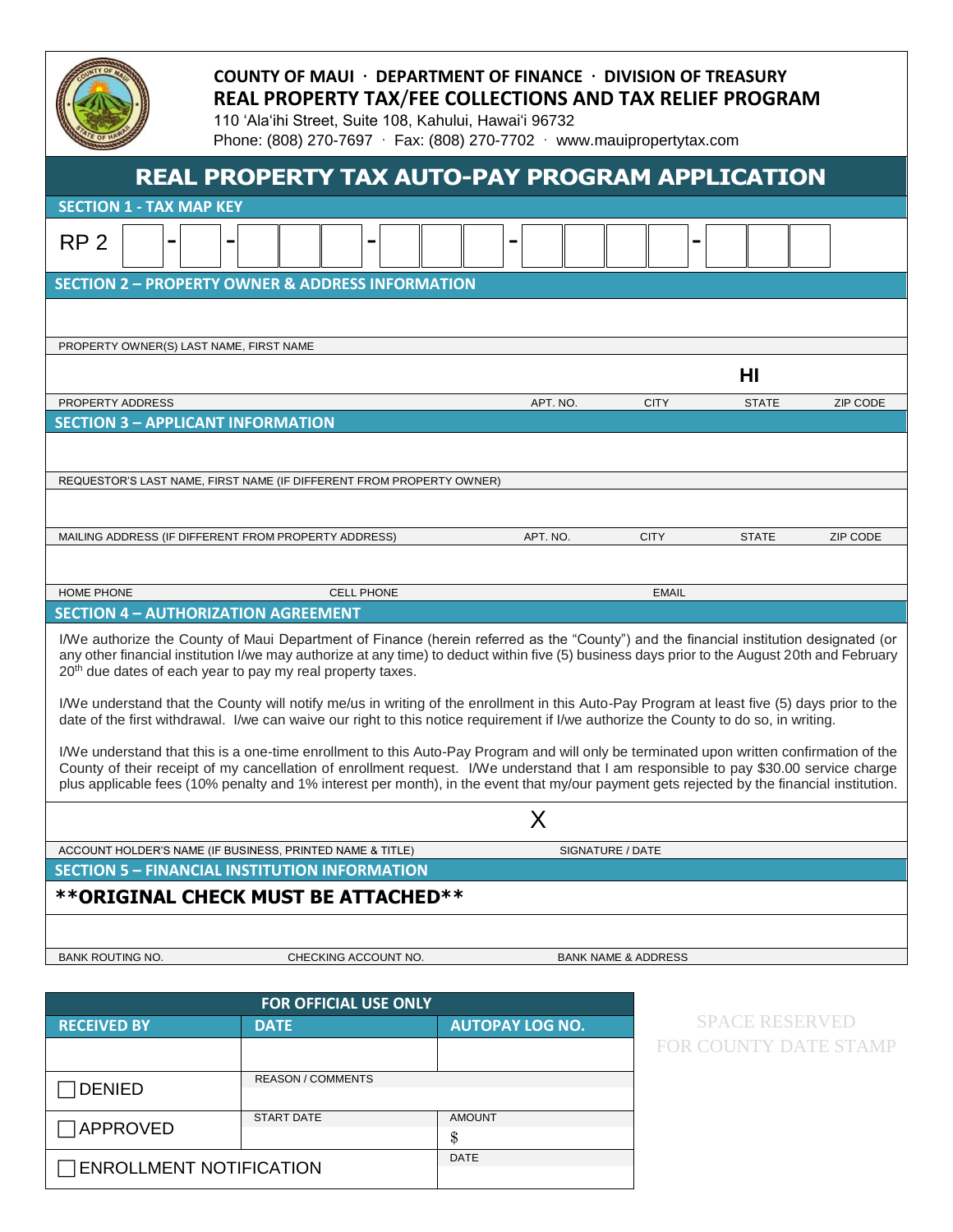**COUNTY OF MAUI · DEPARTMENT OF FINANCE · DIVISION OF TREASURY**
**REAL PROPERTY TAX/FEE COLLECTIONS AND TAX RELIEF PROGRAM**
110 ʻAlaʻihi Street, Suite 108, Kahului, Hawaiʻi 96732
Phone: (808) 270-7697 · Fax: (808) 270-7702 · www.mauipropertytax.com

# REAL PROPERTY TAX AUTO-PAY PROGRAM APPLICATION

## SECTION 1 - TAX MAP KEY

RP 2 \_ - \_ - \_ \_ \_ - \_ \_ \_ - \_ \_ \_ \_ - \_ \_ \_

## SECTION 2 – PROPERTY OWNER & ADDRESS INFORMATION

PROPERTY OWNER(S) LAST NAME, FIRST NAME

| PROPERTY ADDRESS | APT. NO. | CITY | STATE | ZIP CODE |
|---|---|---|---|---|
| | | | HI | |

## SECTION 3 – APPLICANT INFORMATION

REQUESTOR'S LAST NAME, FIRST NAME (IF DIFFERENT FROM PROPERTY OWNER)

| MAILING ADDRESS (IF DIFFERENT FROM PROPERTY ADDRESS) | APT. NO. | CITY | STATE | ZIP CODE |
|---|---|---|---|---|
| | | | | |

| HOME PHONE | CELL PHONE | EMAIL |
|---|---|---|
| | | |

## SECTION 4 – AUTHORIZATION AGREEMENT

I/We authorize the County of Maui Department of Finance (herein referred as the "County") and the financial institution designated (or any other financial institution I/we may authorize at any time) to deduct within five (5) business days prior to the August 20th and February 20th due dates of each year to pay my real property taxes.

I/We understand that the County will notify me/us in writing of the enrollment in this Auto-Pay Program at least five (5) days prior to the date of the first withdrawal. I/we can waive our right to this notice requirement if I/we authorize the County to do so, in writing.

I/We understand that this is a one-time enrollment to this Auto-Pay Program and will only be terminated upon written confirmation of the County of their receipt of my cancellation of enrollment request. I/We understand that I am responsible to pay $30.00 service charge plus applicable fees (10% penalty and 1% interest per month), in the event that my/our payment gets rejected by the financial institution.

| ACCOUNT HOLDER'S NAME (IF BUSINESS, PRINTED NAME & TITLE) | SIGNATURE / DATE |
|---|---|
| | X |

## SECTION 5 – FINANCIAL INSTITUTION INFORMATION

**\*\*ORIGINAL CHECK MUST BE ATTACHED\*\***

| BANK ROUTING NO. | CHECKING ACCOUNT NO. | BANK NAME & ADDRESS |
|---|---|---|
| | | |

| FOR OFFICIAL USE ONLY | | |
|---|---|---|
| **RECEIVED BY** | **DATE** | **AUTOPAY LOG NO.** |
| | | |
| ☐ DENIED | REASON / COMMENTS | |
| ☐ APPROVED | START DATE | AMOUNT $ |
| ☐ ENROLLMENT NOTIFICATION | | DATE |

SPACE RESERVED FOR COUNTY DATE STAMP